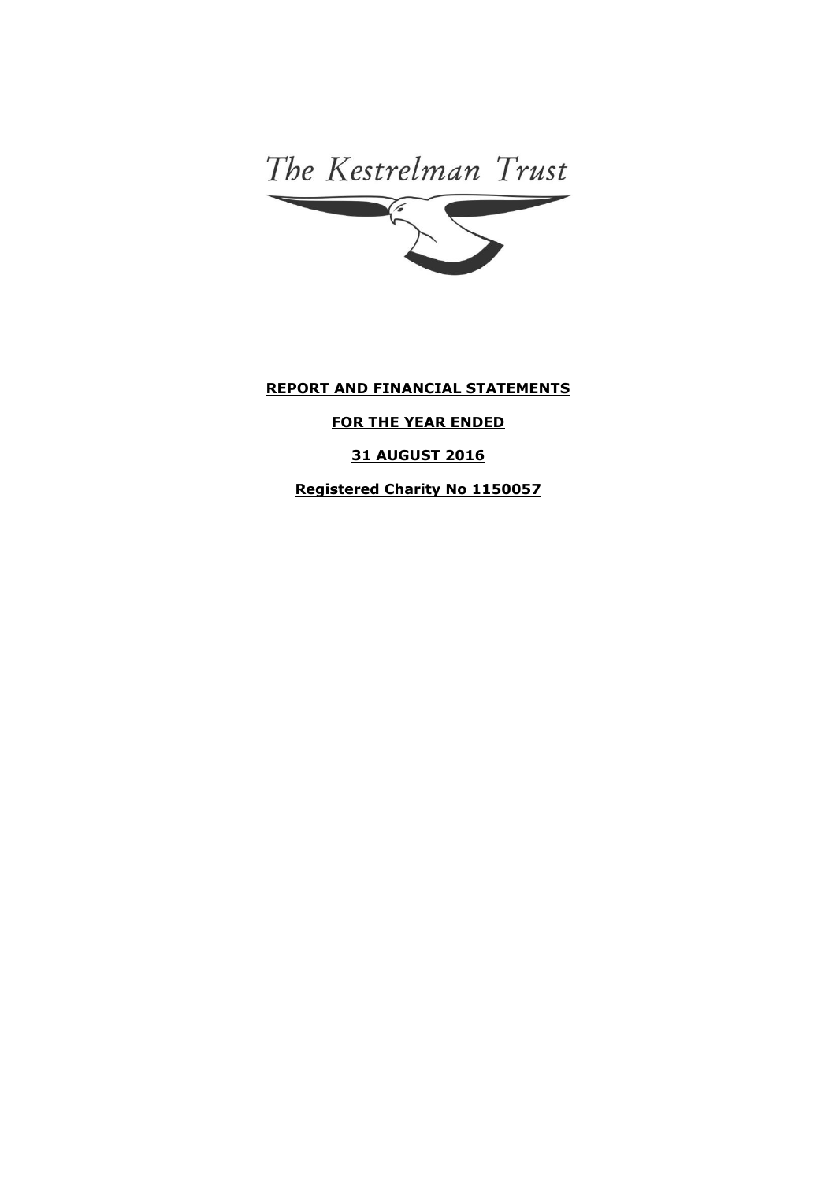The Kestrelman Trust

**REPORT AND FINANCIAL STATEMENTS**

**FOR THE YEAR ENDED**

**31 AUGUST 2016**

**Registered Charity No 1150057**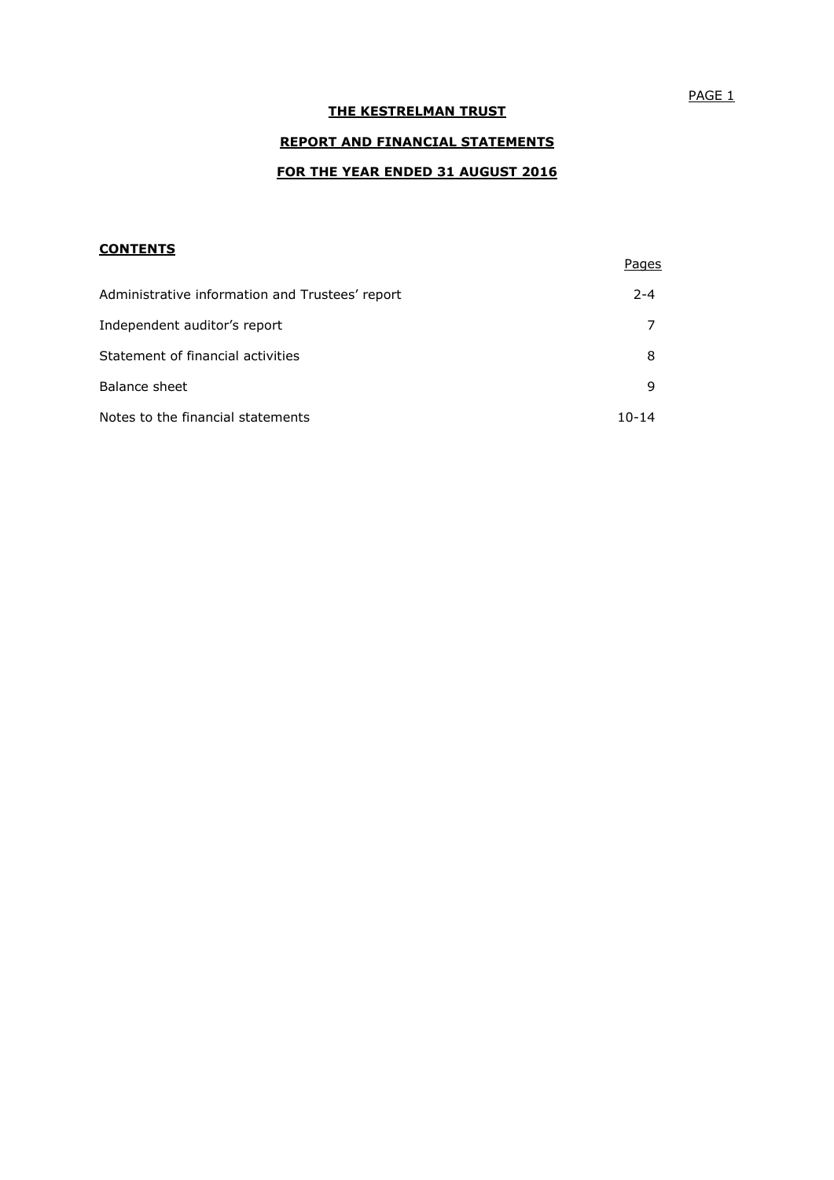# THE KESTRELMAN TRUST

## REPORT AND FINANCIAL STATEMENTS

## FOR THE YEAR ENDED 31 AUGUST 2016

### CONTENTS

| | Pages |
|---|---|
| Administrative information and Trustees' report | 2-4 |
| Independent auditor's report | 7 |
| Statement of financial activities | 8 |
| Balance sheet | 9 |
| Notes to the financial statements | 10-14 |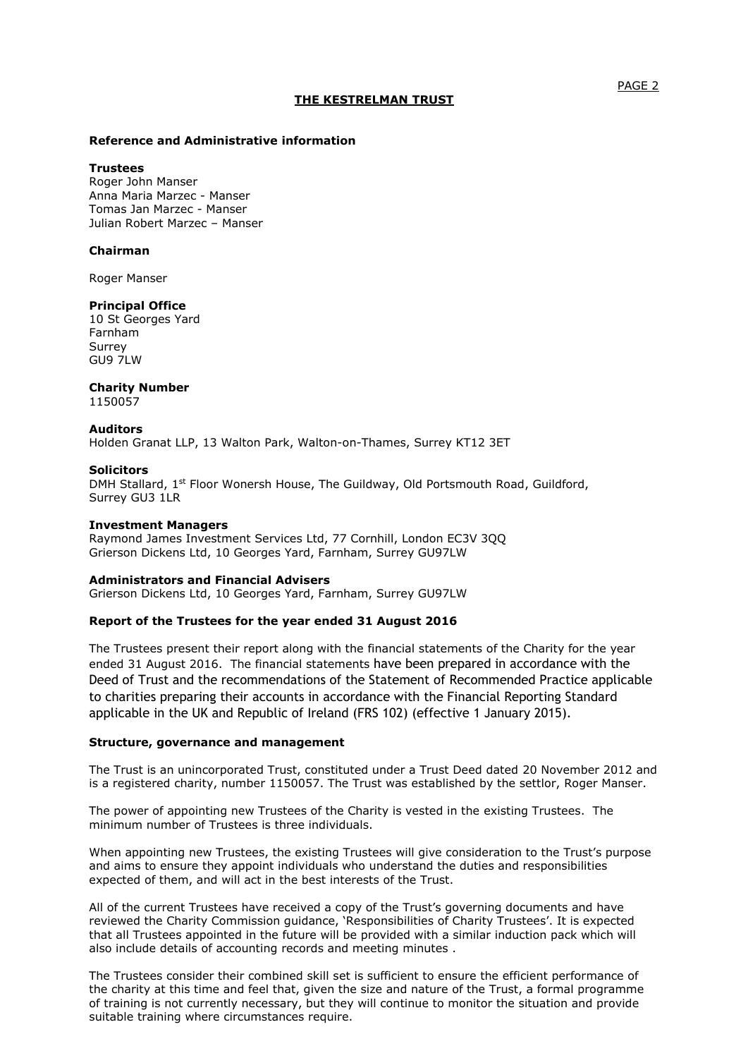# THE KESTRELMAN TRUST

**Reference and Administrative information**

**Trustees**
Roger John Manser
Anna Maria Marzec - Manser
Tomas Jan Marzec - Manser
Julian Robert Marzec – Manser

**Chairman**

Roger Manser

**Principal Office**
10 St Georges Yard
Farnham
Surrey
GU9 7LW

**Charity Number**
1150057

**Auditors**
Holden Granat LLP, 13 Walton Park, Walton-on-Thames, Surrey KT12 3ET

**Solicitors**
DMH Stallard, 1st Floor Wonersh House, The Guildway, Old Portsmouth Road, Guildford, Surrey GU3 1LR

**Investment Managers**
Raymond James Investment Services Ltd, 77 Cornhill, London EC3V 3QQ
Grierson Dickens Ltd, 10 Georges Yard, Farnham, Surrey GU97LW

**Administrators and Financial Advisers**
Grierson Dickens Ltd, 10 Georges Yard, Farnham, Surrey GU97LW

**Report of the Trustees for the year ended 31 August 2016**

The Trustees present their report along with the financial statements of the Charity for the year ended 31 August 2016. The financial statements have been prepared in accordance with the Deed of Trust and the recommendations of the Statement of Recommended Practice applicable to charities preparing their accounts in accordance with the Financial Reporting Standard applicable in the UK and Republic of Ireland (FRS 102) (effective 1 January 2015).

**Structure, governance and management**

The Trust is an unincorporated Trust, constituted under a Trust Deed dated 20 November 2012 and is a registered charity, number 1150057. The Trust was established by the settlor, Roger Manser.

The power of appointing new Trustees of the Charity is vested in the existing Trustees. The minimum number of Trustees is three individuals.

When appointing new Trustees, the existing Trustees will give consideration to the Trust's purpose and aims to ensure they appoint individuals who understand the duties and responsibilities expected of them, and will act in the best interests of the Trust.

All of the current Trustees have received a copy of the Trust's governing documents and have reviewed the Charity Commission guidance, 'Responsibilities of Charity Trustees'. It is expected that all Trustees appointed in the future will be provided with a similar induction pack which will also include details of accounting records and meeting minutes .

The Trustees consider their combined skill set is sufficient to ensure the efficient performance of the charity at this time and feel that, given the size and nature of the Trust, a formal programme of training is not currently necessary, but they will continue to monitor the situation and provide suitable training where circumstances require.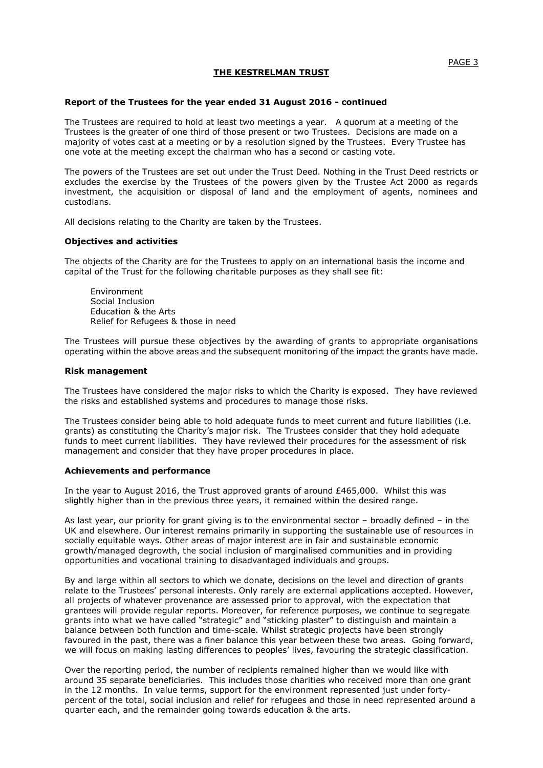**THE KESTRELMAN TRUST**

**Report of the Trustees for the year ended 31 August 2016 - continued**

The Trustees are required to hold at least two meetings a year. A quorum at a meeting of the Trustees is the greater of one third of those present or two Trustees. Decisions are made on a majority of votes cast at a meeting or by a resolution signed by the Trustees. Every Trustee has one vote at the meeting except the chairman who has a second or casting vote.

The powers of the Trustees are set out under the Trust Deed. Nothing in the Trust Deed restricts or excludes the exercise by the Trustees of the powers given by the Trustee Act 2000 as regards investment, the acquisition or disposal of land and the employment of agents, nominees and custodians.

All decisions relating to the Charity are taken by the Trustees.

**Objectives and activities**

The objects of the Charity are for the Trustees to apply on an international basis the income and capital of the Trust for the following charitable purposes as they shall see fit:

Environment
Social Inclusion
Education & the Arts
Relief for Refugees & those in need

The Trustees will pursue these objectives by the awarding of grants to appropriate organisations operating within the above areas and the subsequent monitoring of the impact the grants have made.

**Risk management**

The Trustees have considered the major risks to which the Charity is exposed. They have reviewed the risks and established systems and procedures to manage those risks.

The Trustees consider being able to hold adequate funds to meet current and future liabilities (i.e. grants) as constituting the Charity's major risk. The Trustees consider that they hold adequate funds to meet current liabilities. They have reviewed their procedures for the assessment of risk management and consider that they have proper procedures in place.

**Achievements and performance**

In the year to August 2016, the Trust approved grants of around £465,000. Whilst this was slightly higher than in the previous three years, it remained within the desired range.

As last year, our priority for grant giving is to the environmental sector – broadly defined – in the UK and elsewhere. Our interest remains primarily in supporting the sustainable use of resources in socially equitable ways. Other areas of major interest are in fair and sustainable economic growth/managed degrowth, the social inclusion of marginalised communities and in providing opportunities and vocational training to disadvantaged individuals and groups.

By and large within all sectors to which we donate, decisions on the level and direction of grants relate to the Trustees' personal interests. Only rarely are external applications accepted. However, all projects of whatever provenance are assessed prior to approval, with the expectation that grantees will provide regular reports. Moreover, for reference purposes, we continue to segregate grants into what we have called "strategic" and "sticking plaster" to distinguish and maintain a balance between both function and time-scale. Whilst strategic projects have been strongly favoured in the past, there was a finer balance this year between these two areas. Going forward, we will focus on making lasting differences to peoples' lives, favouring the strategic classification.

Over the reporting period, the number of recipients remained higher than we would like with around 35 separate beneficiaries. This includes those charities who received more than one grant in the 12 months. In value terms, support for the environment represented just under forty-percent of the total, social inclusion and relief for refugees and those in need represented around a quarter each, and the remainder going towards education & the arts.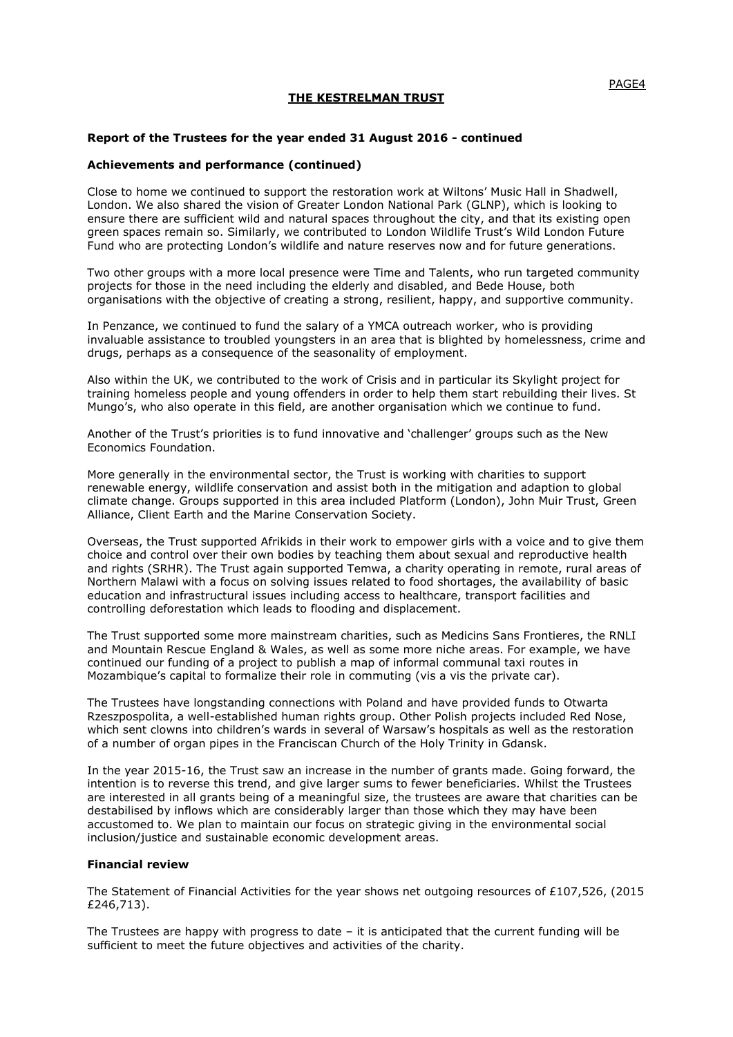# THE KESTRELMAN TRUST

**Report of the Trustees for the year ended 31 August 2016 - continued**

**Achievements and performance (continued)**

Close to home we continued to support the restoration work at Wiltons' Music Hall in Shadwell, London. We also shared the vision of Greater London National Park (GLNP), which is looking to ensure there are sufficient wild and natural spaces throughout the city, and that its existing open green spaces remain so. Similarly, we contributed to London Wildlife Trust's Wild London Future Fund who are protecting London's wildlife and nature reserves now and for future generations.

Two other groups with a more local presence were Time and Talents, who run targeted community projects for those in the need including the elderly and disabled, and Bede House, both organisations with the objective of creating a strong, resilient, happy, and supportive community.

In Penzance, we continued to fund the salary of a YMCA outreach worker, who is providing invaluable assistance to troubled youngsters in an area that is blighted by homelessness, crime and drugs, perhaps as a consequence of the seasonality of employment.

Also within the UK, we contributed to the work of Crisis and in particular its Skylight project for training homeless people and young offenders in order to help them start rebuilding their lives. St Mungo's, who also operate in this field, are another organisation which we continue to fund.

Another of the Trust's priorities is to fund innovative and 'challenger' groups such as the New Economics Foundation.

More generally in the environmental sector, the Trust is working with charities to support renewable energy, wildlife conservation and assist both in the mitigation and adaption to global climate change. Groups supported in this area included Platform (London), John Muir Trust, Green Alliance, Client Earth and the Marine Conservation Society.

Overseas, the Trust supported Afrikids in their work to empower girls with a voice and to give them choice and control over their own bodies by teaching them about sexual and reproductive health and rights (SRHR). The Trust again supported Temwa, a charity operating in remote, rural areas of Northern Malawi with a focus on solving issues related to food shortages, the availability of basic education and infrastructural issues including access to healthcare, transport facilities and controlling deforestation which leads to flooding and displacement.

The Trust supported some more mainstream charities, such as Medicins Sans Frontieres, the RNLI and Mountain Rescue England & Wales, as well as some more niche areas. For example, we have continued our funding of a project to publish a map of informal communal taxi routes in Mozambique's capital to formalize their role in commuting (vis a vis the private car).

The Trustees have longstanding connections with Poland and have provided funds to Otwarta Rzeszpospolita, a well-established human rights group. Other Polish projects included Red Nose, which sent clowns into children's wards in several of Warsaw's hospitals as well as the restoration of a number of organ pipes in the Franciscan Church of the Holy Trinity in Gdansk.

In the year 2015-16, the Trust saw an increase in the number of grants made. Going forward, the intention is to reverse this trend, and give larger sums to fewer beneficiaries. Whilst the Trustees are interested in all grants being of a meaningful size, the trustees are aware that charities can be destabilised by inflows which are considerably larger than those which they may have been accustomed to. We plan to maintain our focus on strategic giving in the environmental social inclusion/justice and sustainable economic development areas.

**Financial review**

The Statement of Financial Activities for the year shows net outgoing resources of £107,526, (2015 £246,713).

The Trustees are happy with progress to date – it is anticipated that the current funding will be sufficient to meet the future objectives and activities of the charity.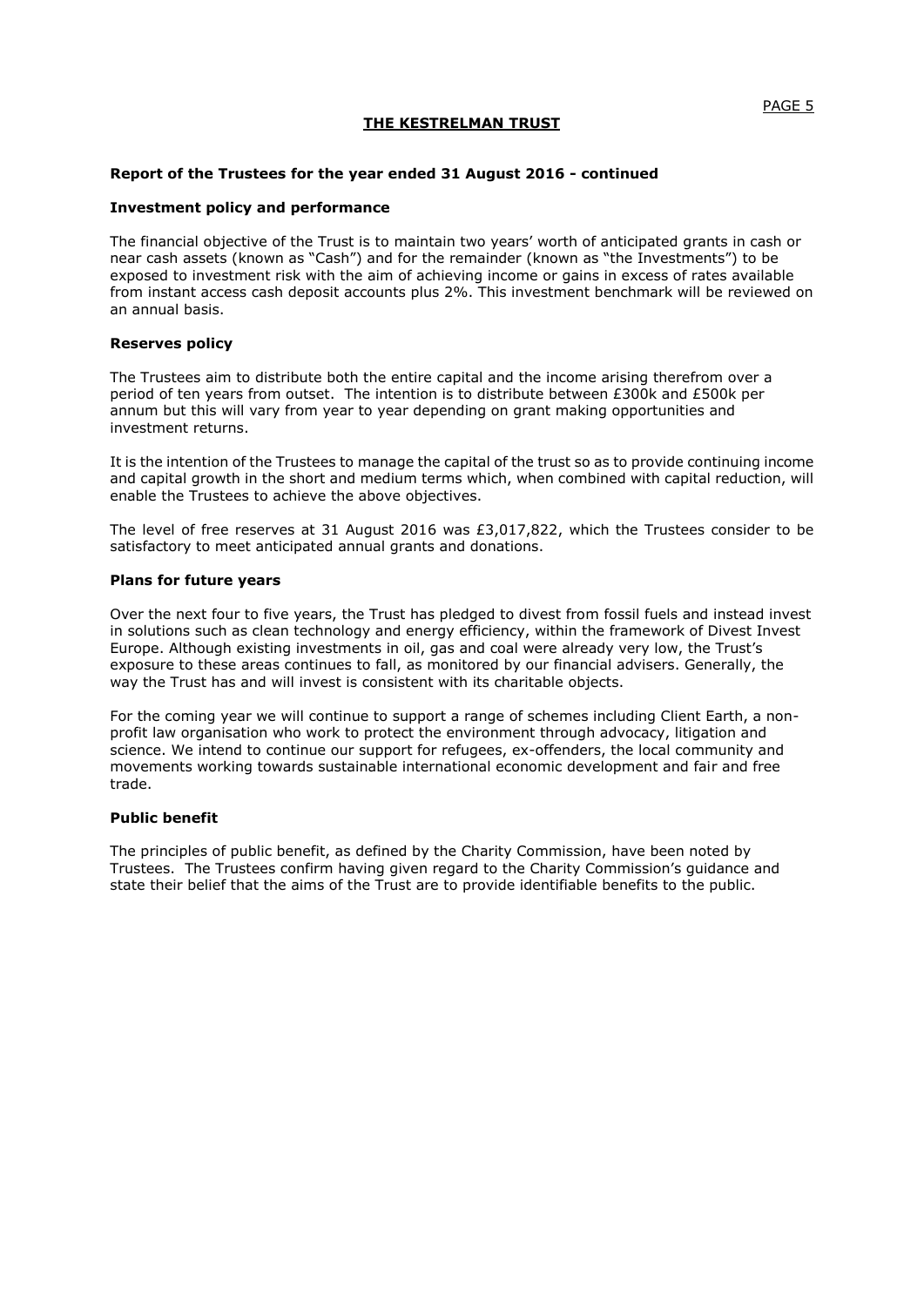**THE KESTRELMAN TRUST**

**Report of the Trustees for the year ended 31 August 2016 - continued**

**Investment policy and performance**

The financial objective of the Trust is to maintain two years' worth of anticipated grants in cash or near cash assets (known as "Cash") and for the remainder (known as "the Investments") to be exposed to investment risk with the aim of achieving income or gains in excess of rates available from instant access cash deposit accounts plus 2%. This investment benchmark will be reviewed on an annual basis.

**Reserves policy**

The Trustees aim to distribute both the entire capital and the income arising therefrom over a period of ten years from outset. The intention is to distribute between £300k and £500k per annum but this will vary from year to year depending on grant making opportunities and investment returns.

It is the intention of the Trustees to manage the capital of the trust so as to provide continuing income and capital growth in the short and medium terms which, when combined with capital reduction, will enable the Trustees to achieve the above objectives.

The level of free reserves at 31 August 2016 was £3,017,822, which the Trustees consider to be satisfactory to meet anticipated annual grants and donations.

**Plans for future years**

Over the next four to five years, the Trust has pledged to divest from fossil fuels and instead invest in solutions such as clean technology and energy efficiency, within the framework of Divest Invest Europe. Although existing investments in oil, gas and coal were already very low, the Trust's exposure to these areas continues to fall, as monitored by our financial advisers. Generally, the way the Trust has and will invest is consistent with its charitable objects.

For the coming year we will continue to support a range of schemes including Client Earth, a non-profit law organisation who work to protect the environment through advocacy, litigation and science. We intend to continue our support for refugees, ex-offenders, the local community and movements working towards sustainable international economic development and fair and free trade.

**Public benefit**

The principles of public benefit, as defined by the Charity Commission, have been noted by Trustees. The Trustees confirm having given regard to the Charity Commission's guidance and state their belief that the aims of the Trust are to provide identifiable benefits to the public.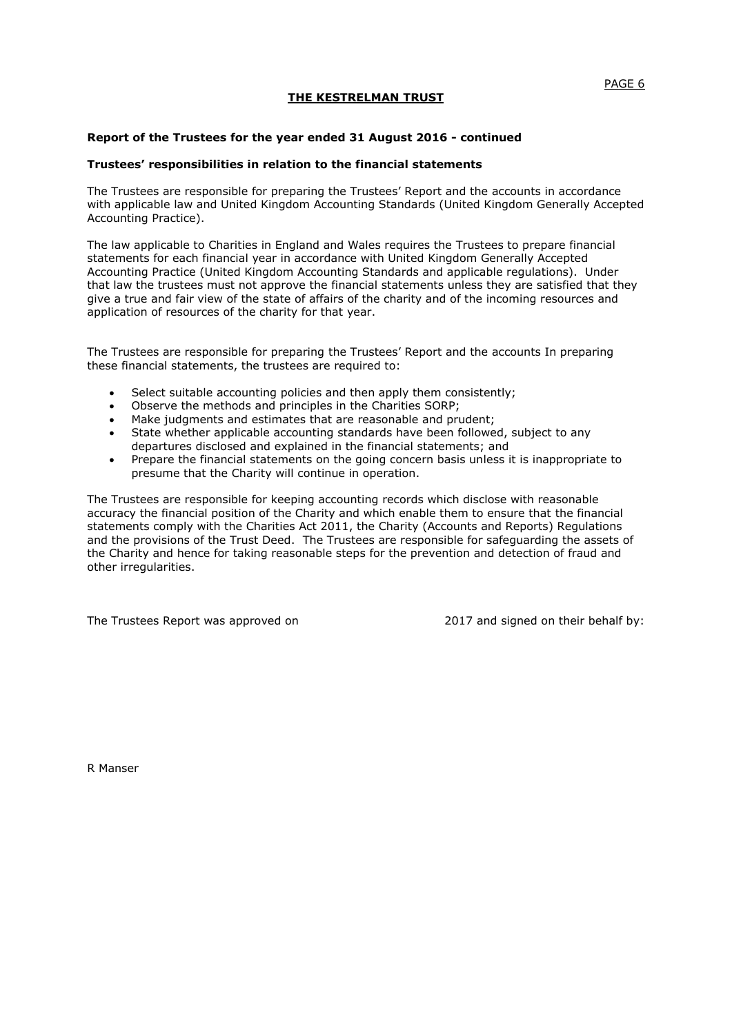# THE KESTRELMAN TRUST

**Report of the Trustees for the year ended 31 August 2016 - continued**

**Trustees' responsibilities in relation to the financial statements**

The Trustees are responsible for preparing the Trustees' Report and the accounts in accordance with applicable law and United Kingdom Accounting Standards (United Kingdom Generally Accepted Accounting Practice).

The law applicable to Charities in England and Wales requires the Trustees to prepare financial statements for each financial year in accordance with United Kingdom Generally Accepted Accounting Practice (United Kingdom Accounting Standards and applicable regulations). Under that law the trustees must not approve the financial statements unless they are satisfied that they give a true and fair view of the state of affairs of the charity and of the incoming resources and application of resources of the charity for that year.

The Trustees are responsible for preparing the Trustees' Report and the accounts In preparing these financial statements, the trustees are required to:

- Select suitable accounting policies and then apply them consistently;
- Observe the methods and principles in the Charities SORP;
- Make judgments and estimates that are reasonable and prudent;
- State whether applicable accounting standards have been followed, subject to any departures disclosed and explained in the financial statements; and
- Prepare the financial statements on the going concern basis unless it is inappropriate to presume that the Charity will continue in operation.

The Trustees are responsible for keeping accounting records which disclose with reasonable accuracy the financial position of the Charity and which enable them to ensure that the financial statements comply with the Charities Act 2011, the Charity (Accounts and Reports) Regulations and the provisions of the Trust Deed. The Trustees are responsible for safeguarding the assets of the Charity and hence for taking reasonable steps for the prevention and detection of fraud and other irregularities.

The Trustees Report was approved on 2017 and signed on their behalf by:

R Manser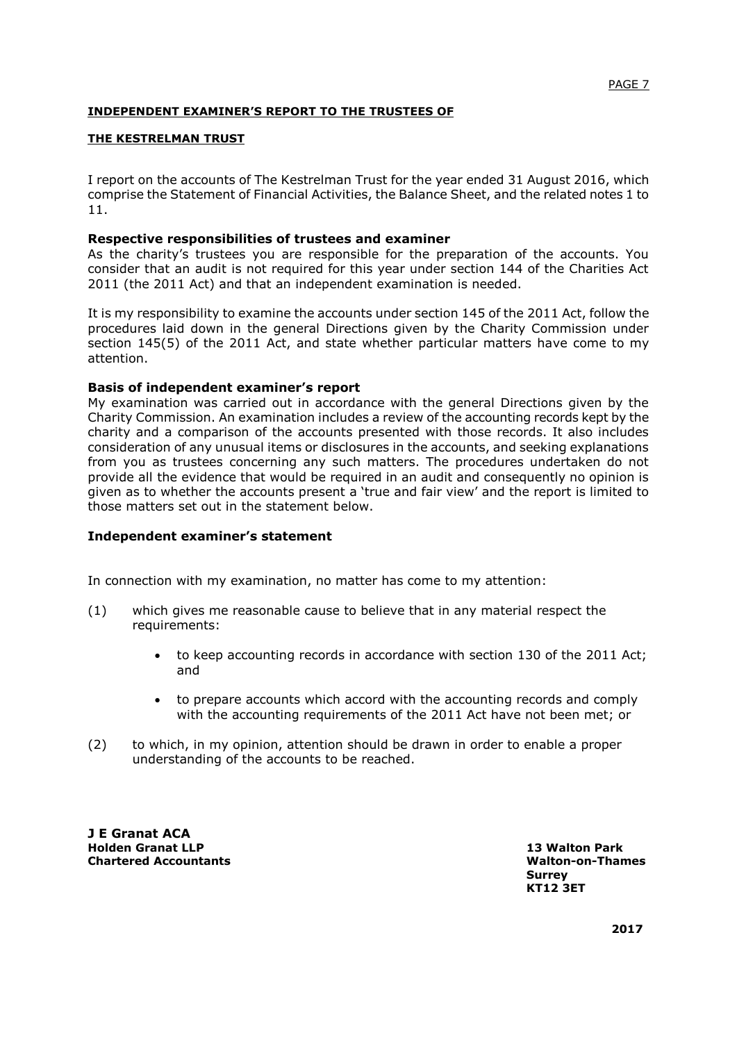## INDEPENDENT EXAMINER'S REPORT TO THE TRUSTEES OF

## THE KESTRELMAN TRUST

I report on the accounts of The Kestrelman Trust for the year ended 31 August 2016, which comprise the Statement of Financial Activities, the Balance Sheet, and the related notes 1 to 11.

### Respective responsibilities of trustees and examiner

As the charity's trustees you are responsible for the preparation of the accounts. You consider that an audit is not required for this year under section 144 of the Charities Act 2011 (the 2011 Act) and that an independent examination is needed.

It is my responsibility to examine the accounts under section 145 of the 2011 Act, follow the procedures laid down in the general Directions given by the Charity Commission under section 145(5) of the 2011 Act, and state whether particular matters have come to my attention.

### Basis of independent examiner's report

My examination was carried out in accordance with the general Directions given by the Charity Commission. An examination includes a review of the accounting records kept by the charity and a comparison of the accounts presented with those records. It also includes consideration of any unusual items or disclosures in the accounts, and seeking explanations from you as trustees concerning any such matters. The procedures undertaken do not provide all the evidence that would be required in an audit and consequently no opinion is given as to whether the accounts present a 'true and fair view' and the report is limited to those matters set out in the statement below.

### Independent examiner's statement

In connection with my examination, no matter has come to my attention:

(1) which gives me reasonable cause to believe that in any material respect the requirements:

- to keep accounting records in accordance with section 130 of the 2011 Act; and
- to prepare accounts which accord with the accounting records and comply with the accounting requirements of the 2011 Act have not been met; or

(2) to which, in my opinion, attention should be drawn in order to enable a proper understanding of the accounts to be reached.

**J E Granat ACA**
**Holden Granat LLP**
**Chartered Accountants**

**13 Walton Park**
**Walton-on-Thames**
**Surrey**
**KT12 3ET**

**2017**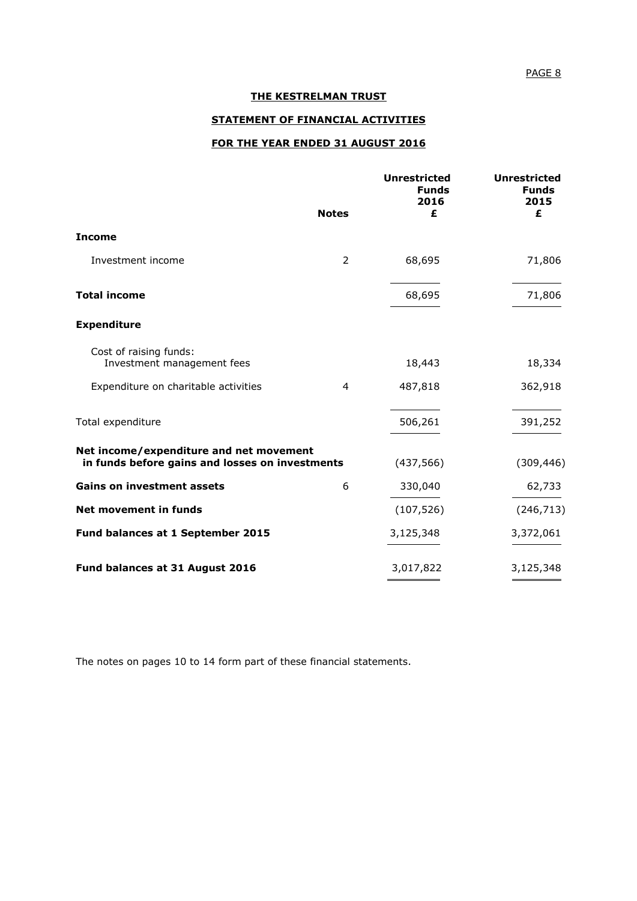# THE KESTRELMAN TRUST

## STATEMENT OF FINANCIAL ACTIVITIES

## FOR THE YEAR ENDED 31 AUGUST 2016

| | Notes | Unrestricted Funds 2016 £ | Unrestricted Funds 2015 £ |
|---|---|---|---|
| **Income** | | | |
| Investment income | 2 | 68,695 | 71,806 |
| **Total income** | | 68,695 | 71,806 |
| **Expenditure** | | | |
| Cost of raising funds: Investment management fees | | 18,443 | 18,334 |
| Expenditure on charitable activities | 4 | 487,818 | 362,918 |
| Total expenditure | | 506,261 | 391,252 |
| **Net income/expenditure and net movement in funds before gains and losses on investments** | | (437,566) | (309,446) |
| **Gains on investment assets** | 6 | 330,040 | 62,733 |
| **Net movement in funds** | | (107,526) | (246,713) |
| **Fund balances at 1 September 2015** | | 3,125,348 | 3,372,061 |
| **Fund balances at 31 August 2016** | | 3,017,822 | 3,125,348 |

The notes on pages 10 to 14 form part of these financial statements.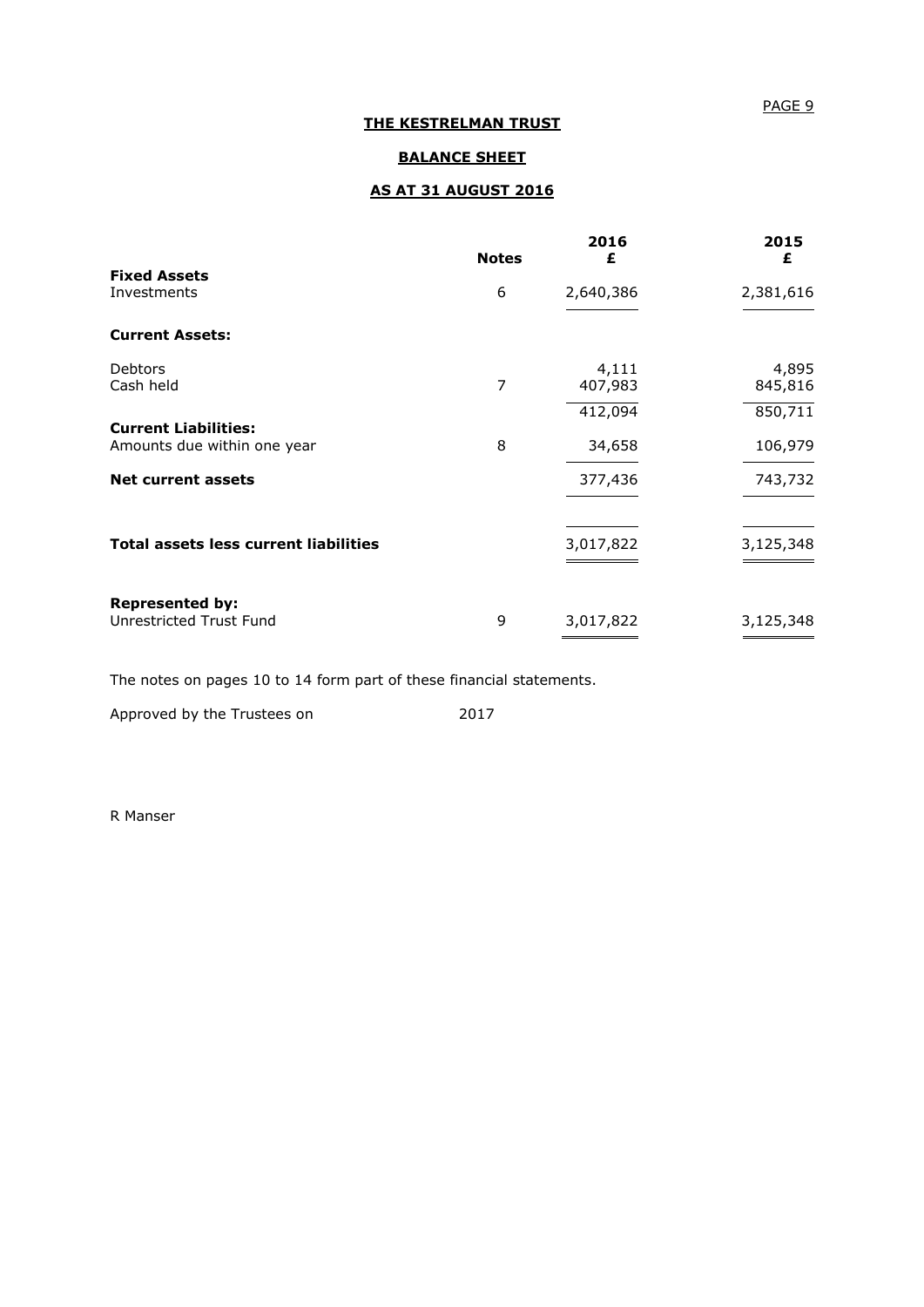# THE KESTRELMAN TRUST

## BALANCE SHEET

## AS AT 31 AUGUST 2016

| | Notes | 2016 £ | 2015 £ |
|---|---|---|---|
| **Fixed Assets** | | | |
| Investments | 6 | 2,640,386 | 2,381,616 |
| **Current Assets:** | | | |
| Debtors | | 4,111 | 4,895 |
| Cash held | 7 | 407,983 | 845,816 |
| | | 412,094 | 850,711 |
| **Current Liabilities:** | | | |
| Amounts due within one year | 8 | 34,658 | 106,979 |
| **Net current assets** | | 377,436 | 743,732 |
| **Total assets less current liabilities** | | 3,017,822 | 3,125,348 |
| **Represented by:** | | | |
| Unrestricted Trust Fund | 9 | 3,017,822 | 3,125,348 |

The notes on pages 10 to 14 form part of these financial statements.

Approved by the Trustees on 2017

R Manser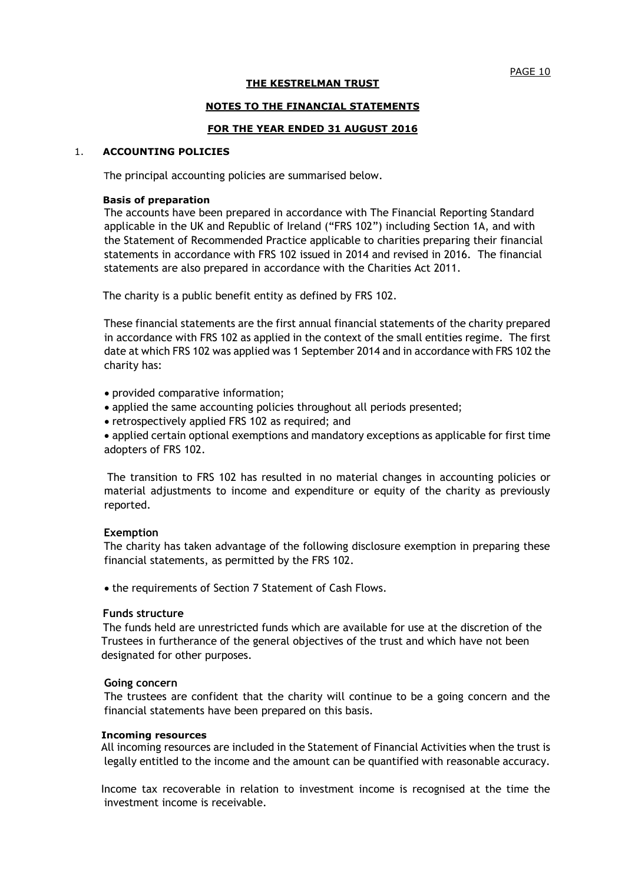**THE KESTRELMAN TRUST**

**NOTES TO THE FINANCIAL STATEMENTS**

**FOR THE YEAR ENDED 31 AUGUST 2016**

1. **ACCOUNTING POLICIES**

The principal accounting policies are summarised below.

**Basis of preparation**

The accounts have been prepared in accordance with The Financial Reporting Standard applicable in the UK and Republic of Ireland ("FRS 102") including Section 1A, and with the Statement of Recommended Practice applicable to charities preparing their financial statements in accordance with FRS 102 issued in 2014 and revised in 2016. The financial statements are also prepared in accordance with the Charities Act 2011.

The charity is a public benefit entity as defined by FRS 102.

These financial statements are the first annual financial statements of the charity prepared in accordance with FRS 102 as applied in the context of the small entities regime. The first date at which FRS 102 was applied was 1 September 2014 and in accordance with FRS 102 the charity has:

- provided comparative information;
- applied the same accounting policies throughout all periods presented;
- retrospectively applied FRS 102 as required; and
- applied certain optional exemptions and mandatory exceptions as applicable for first time adopters of FRS 102.

The transition to FRS 102 has resulted in no material changes in accounting policies or material adjustments to income and expenditure or equity of the charity as previously reported.

**Exemption**

The charity has taken advantage of the following disclosure exemption in preparing these financial statements, as permitted by the FRS 102.

- the requirements of Section 7 Statement of Cash Flows.

**Funds structure**

The funds held are unrestricted funds which are available for use at the discretion of the Trustees in furtherance of the general objectives of the trust and which have not been designated for other purposes.

**Going concern**

The trustees are confident that the charity will continue to be a going concern and the financial statements have been prepared on this basis.

**Incoming resources**

All incoming resources are included in the Statement of Financial Activities when the trust is legally entitled to the income and the amount can be quantified with reasonable accuracy.

Income tax recoverable in relation to investment income is recognised at the time the investment income is receivable.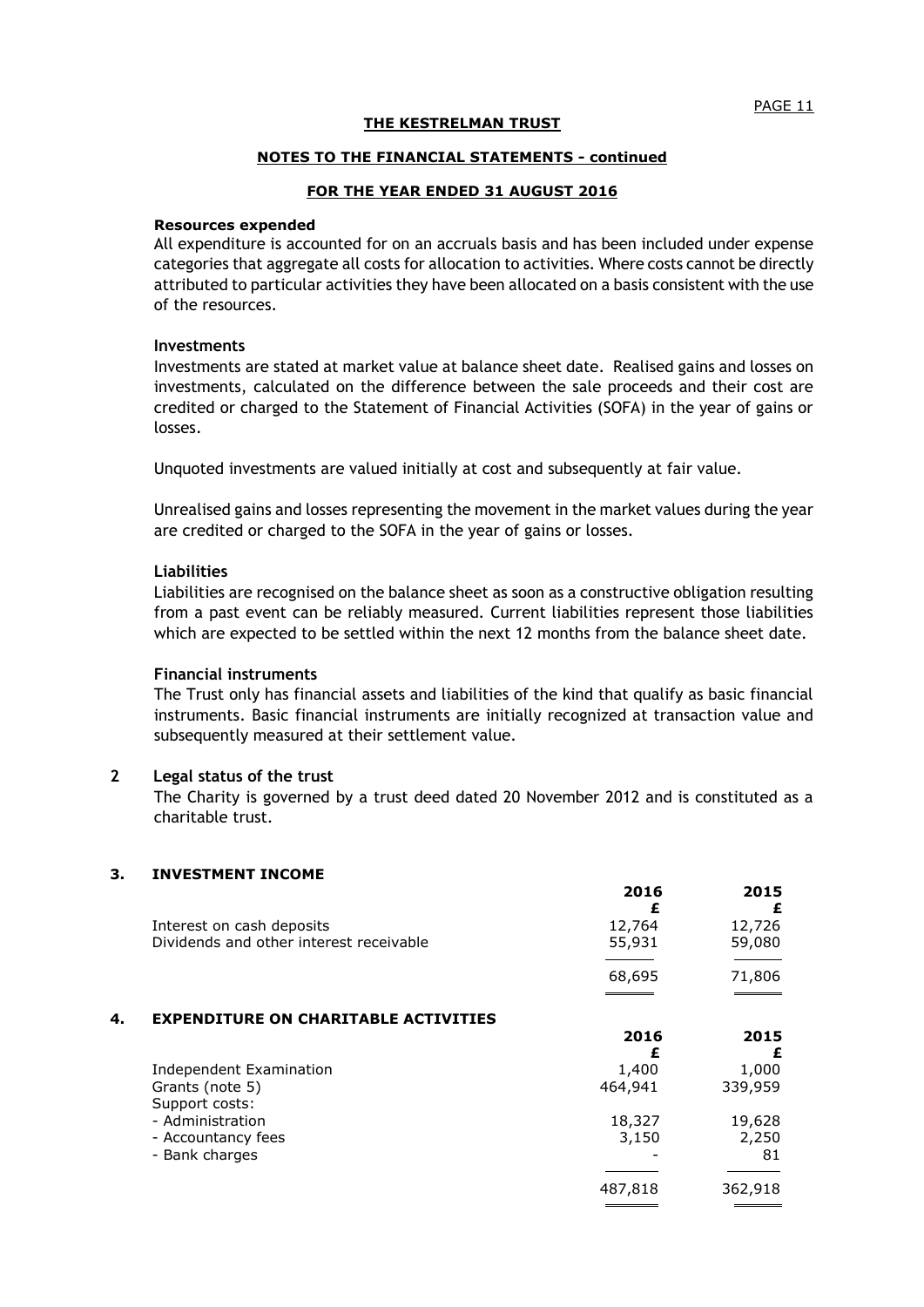**THE KESTRELMAN TRUST**

**NOTES TO THE FINANCIAL STATEMENTS - continued**

**FOR THE YEAR ENDED 31 AUGUST 2016**

**Resources expended**

All expenditure is accounted for on an accruals basis and has been included under expense categories that aggregate all costs for allocation to activities. Where costs cannot be directly attributed to particular activities they have been allocated on a basis consistent with the use of the resources.

**Investments**

Investments are stated at market value at balance sheet date. Realised gains and losses on investments, calculated on the difference between the sale proceeds and their cost are credited or charged to the Statement of Financial Activities (SOFA) in the year of gains or losses.

Unquoted investments are valued initially at cost and subsequently at fair value.

Unrealised gains and losses representing the movement in the market values during the year are credited or charged to the SOFA in the year of gains or losses.

**Liabilities**

Liabilities are recognised on the balance sheet as soon as a constructive obligation resulting from a past event can be reliably measured. Current liabilities represent those liabilities which are expected to be settled within the next 12 months from the balance sheet date.

**Financial instruments**

The Trust only has financial assets and liabilities of the kind that qualify as basic financial instruments. Basic financial instruments are initially recognized at transaction value and subsequently measured at their settlement value.

## 2 Legal status of the trust

The Charity is governed by a trust deed dated 20 November 2012 and is constituted as a charitable trust.

## 3. INVESTMENT INCOME

| | 2016 £ | 2015 £ |
|---|---|---|
| Interest on cash deposits | 12,764 | 12,726 |
| Dividends and other interest receivable | 55,931 | 59,080 |
| | 68,695 | 71,806 |

## 4. EXPENDITURE ON CHARITABLE ACTIVITIES

| | 2016 £ | 2015 £ |
|---|---|---|
| Independent Examination | 1,400 | 1,000 |
| Grants (note 5) | 464,941 | 339,959 |
| Support costs: | | |
| - Administration | 18,327 | 19,628 |
| - Accountancy fees | 3,150 | 2,250 |
| - Bank charges | - | 81 |
| | 487,818 | 362,918 |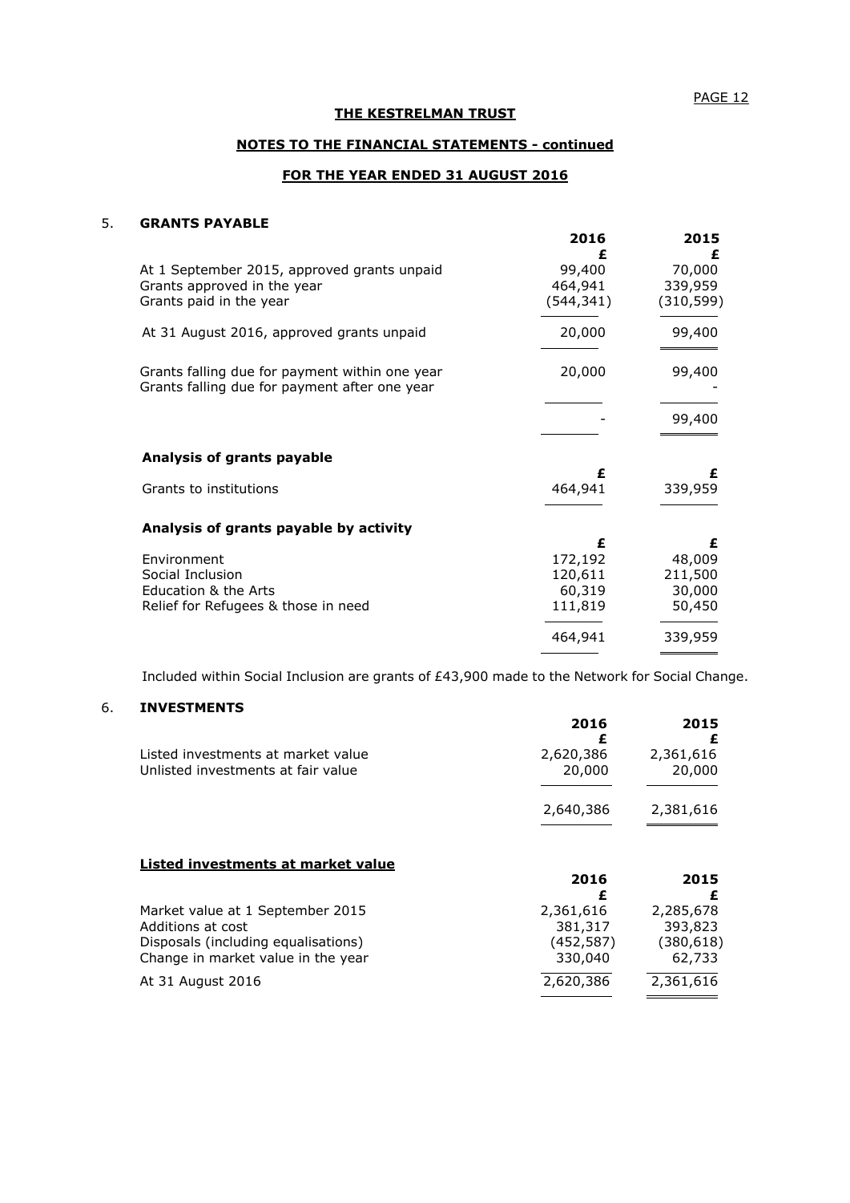# THE KESTRELMAN TRUST

## NOTES TO THE FINANCIAL STATEMENTS - continued

## FOR THE YEAR ENDED 31 AUGUST 2016

### 5. GRANTS PAYABLE

| | 2016 | 2015 |
|---|---|---|
| | £ | £ |
| At 1 September 2015, approved grants unpaid | 99,400 | 70,000 |
| Grants approved in the year | 464,941 | 339,959 |
| Grants paid in the year | (544,341) | (310,599) |
| At 31 August 2016, approved grants unpaid | 20,000 | 99,400 |
| Grants falling due for payment within one year | 20,000 | 99,400 |
| Grants falling due for payment after one year | | - |
| | - | 99,400 |

**Analysis of grants payable**

| | £ | £ |
|---|---|---|
| Grants to institutions | 464,941 | 339,959 |

**Analysis of grants payable by activity**

| | £ | £ |
|---|---|---|
| Environment | 172,192 | 48,009 |
| Social Inclusion | 120,611 | 211,500 |
| Education & the Arts | 60,319 | 30,000 |
| Relief for Refugees & those in need | 111,819 | 50,450 |
| | 464,941 | 339,959 |

Included within Social Inclusion are grants of £43,900 made to the Network for Social Change.

### 6. INVESTMENTS

| | 2016 | 2015 |
|---|---|---|
| | £ | £ |
| Listed investments at market value | 2,620,386 | 2,361,616 |
| Unlisted investments at fair value | 20,000 | 20,000 |
| | 2,640,386 | 2,381,616 |

**Listed investments at market value**

| | 2016 | 2015 |
|---|---|---|
| | £ | £ |
| Market value at 1 September 2015 | 2,361,616 | 2,285,678 |
| Additions at cost | 381,317 | 393,823 |
| Disposals (including equalisations) | (452,587) | (380,618) |
| Change in market value in the year | 330,040 | 62,733 |
| At 31 August 2016 | 2,620,386 | 2,361,616 |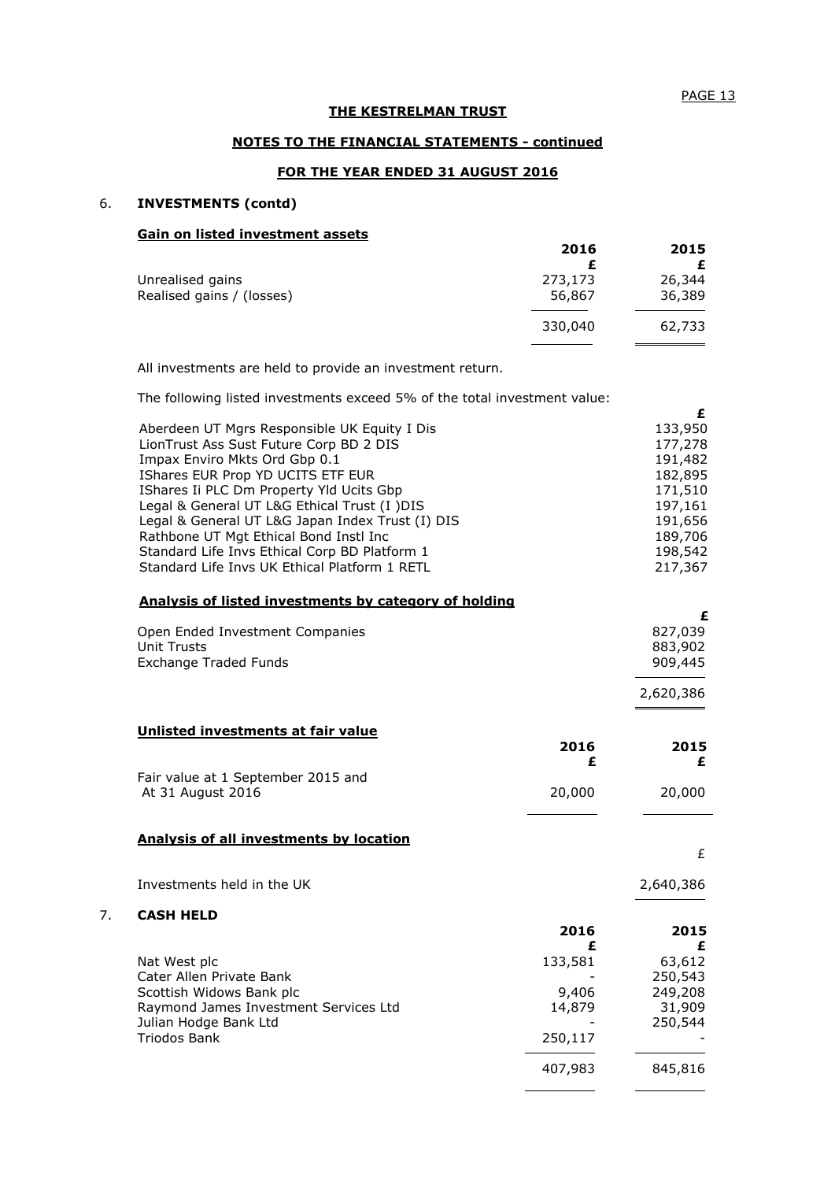**THE KESTRELMAN TRUST**

**NOTES TO THE FINANCIAL STATEMENTS - continued**

**FOR THE YEAR ENDED 31 AUGUST 2016**

6. **INVESTMENTS (contd)**

**Gain on listed investment assets**

| | 2016 £ | 2015 £ |
|---|---|---|
| Unrealised gains | 273,173 | 26,344 |
| Realised gains / (losses) | 56,867 | 36,389 |
| | 330,040 | 62,733 |

All investments are held to provide an investment return.

The following listed investments exceed 5% of the total investment value:

| | £ |
|---|---|
| Aberdeen UT Mgrs Responsible UK Equity I Dis | 133,950 |
| LionTrust Ass Sust Future Corp BD 2 DIS | 177,278 |
| Impax Enviro Mkts Ord Gbp 0.1 | 191,482 |
| IShares EUR Prop YD UCITS ETF EUR | 182,895 |
| IShares Ii PLC Dm Property Yld Ucits Gbp | 171,510 |
| Legal & General UT L&G Ethical Trust (I )DIS | 197,161 |
| Legal & General UT L&G Japan Index Trust (I) DIS | 191,656 |
| Rathbone UT Mgt Ethical Bond Instl Inc | 189,706 |
| Standard Life Invs Ethical Corp BD Platform 1 | 198,542 |
| Standard Life Invs UK Ethical Platform 1 RETL | 217,367 |

**Analysis of listed investments by category of holding**

| | £ |
|---|---|
| Open Ended Investment Companies | 827,039 |
| Unit Trusts | 883,902 |
| Exchange Traded Funds | 909,445 |
| | 2,620,386 |

**Unlisted investments at fair value**

| | 2016 £ | 2015 £ |
|---|---|---|
| Fair value at 1 September 2015 and At 31 August 2016 | 20,000 | 20,000 |

**Analysis of all investments by location**

| | £ |
|---|---|
| Investments held in the UK | 2,640,386 |

7. **CASH HELD**

| | 2016 £ | 2015 £ |
|---|---|---|
| Nat West plc | 133,581 | 63,612 |
| Cater Allen Private Bank | - | 250,543 |
| Scottish Widows Bank plc | 9,406 | 249,208 |
| Raymond James Investment Services Ltd | 14,879 | 31,909 |
| Julian Hodge Bank Ltd | - | 250,544 |
| Triodos Bank | 250,117 | - |
| | 407,983 | 845,816 |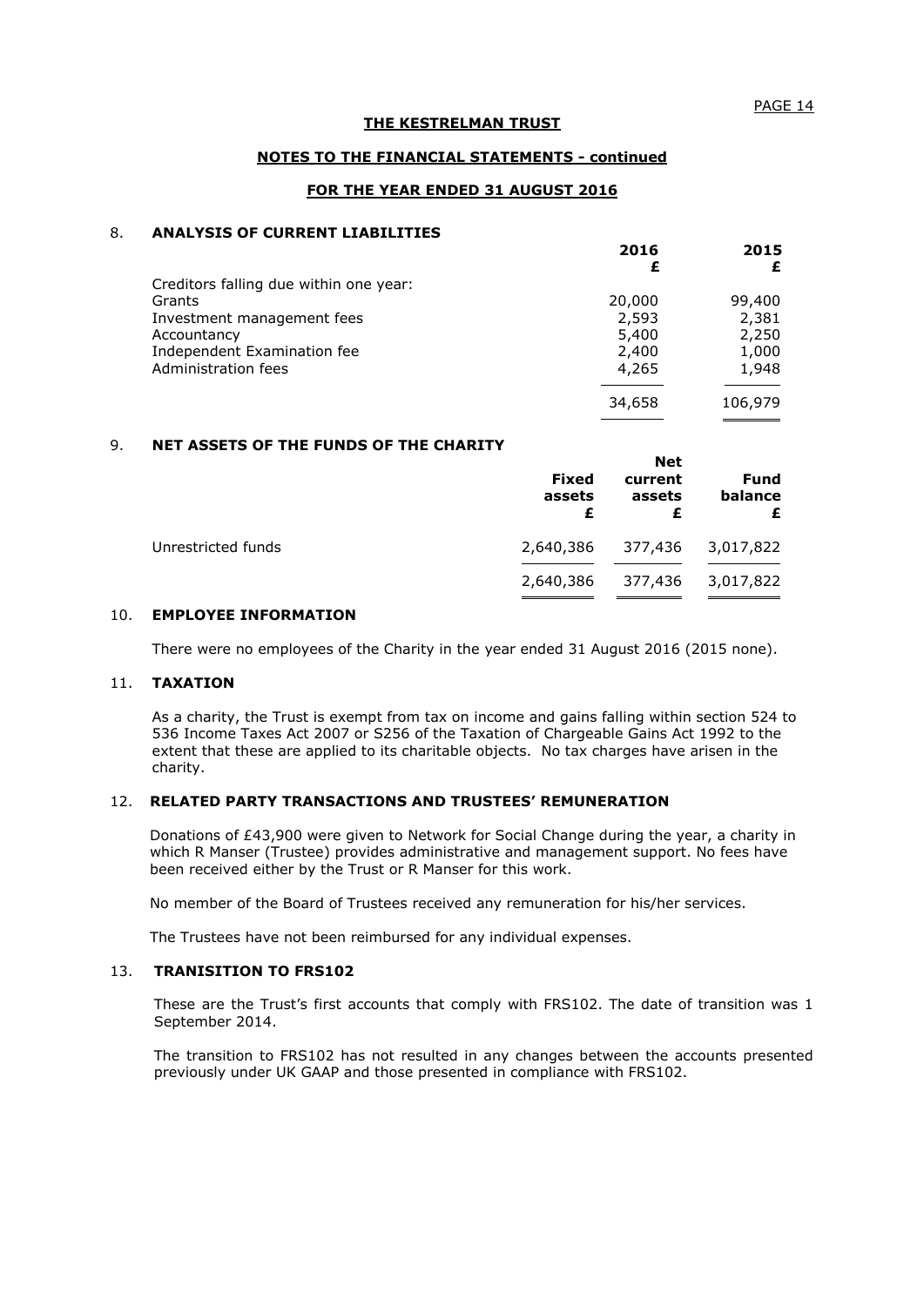**THE KESTRELMAN TRUST**

**NOTES TO THE FINANCIAL STATEMENTS - continued**

**FOR THE YEAR ENDED 31 AUGUST 2016**

## 8. ANALYSIS OF CURRENT LIABILITIES

| | 2016 £ | 2015 £ |
|---|---|---|
| Creditors falling due within one year: | | |
| Grants | 20,000 | 99,400 |
| Investment management fees | 2,593 | 2,381 |
| Accountancy | 5,400 | 2,250 |
| Independent Examination fee | 2,400 | 1,000 |
| Administration fees | 4,265 | 1,948 |
| | 34,658 | 106,979 |

## 9. NET ASSETS OF THE FUNDS OF THE CHARITY

| | Fixed assets £ | Net current assets £ | Fund balance £ |
|---|---|---|---|
| Unrestricted funds | 2,640,386 | 377,436 | 3,017,822 |
| | 2,640,386 | 377,436 | 3,017,822 |

## 10. EMPLOYEE INFORMATION

There were no employees of the Charity in the year ended 31 August 2016 (2015 none).

## 11. TAXATION

As a charity, the Trust is exempt from tax on income and gains falling within section 524 to 536 Income Taxes Act 2007 or S256 of the Taxation of Chargeable Gains Act 1992 to the extent that these are applied to its charitable objects. No tax charges have arisen in the charity.

## 12. RELATED PARTY TRANSACTIONS AND TRUSTEES' REMUNERATION

Donations of £43,900 were given to Network for Social Change during the year, a charity in which R Manser (Trustee) provides administrative and management support. No fees have been received either by the Trust or R Manser for this work.

No member of the Board of Trustees received any remuneration for his/her services.

The Trustees have not been reimbursed for any individual expenses.

## 13. TRANISITION TO FRS102

These are the Trust's first accounts that comply with FRS102. The date of transition was 1 September 2014.

The transition to FRS102 has not resulted in any changes between the accounts presented previously under UK GAAP and those presented in compliance with FRS102.